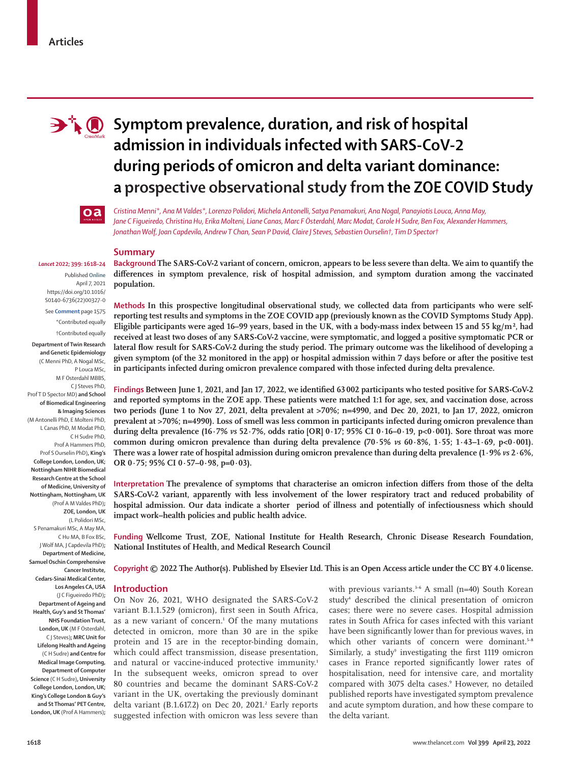# Symptom prevalence, duration, and risk of hospital admission in individuals infected with SARS-CoV-2 during periods of omicron and delta variant dominance: a prospective observational study from the ZOE COVID Study

*Cristina Menni\*, Ana M Valdes\*, Lorenzo Polidori, Michela Antonelli, Satya Penamakuri, Ana Nogal, Panayiotis Louca, Anna May, Jane C Figueiredo, Christina Hu, Erika Molteni, Liane Canas, Marc F Österdahl, Marc Modat, Carole H Sudre, Ben Fox, Alexander Hammers, Jonathan Wolf, Joan Capdevila, Andrew T Chan, Sean P David, Claire J Steves, Sebastien Ourselin†, Tim D Spector†*

*Lancet* 2022; 399: 1618–24

Published Online April 7, 2021 https://doi.org/10.1016/S0140-6736(22)00327-0

See **Comment** page 1575

\*Contributed equally

†Contributed equally

**Department of Twin Research and Genetic Epidemiology** (C Menni PhD, A Nogal MSc, P Louca MSc, M F Osterdahl MBBS, C J Steves PhD, Prof T D Spector MD) **and School of Biomedical Engineering & Imaging Sciences** (M Antonelli PhD, E Molteni PhD, L Canas PhD, M Modat PhD, C H Sudre PhD, Prof A Hammers PhD, Prof S Ourselin PhD)**, King's College London, London, UK; Nottingham NIHR Biomedical Research Centre at the School of Medicine, University of Nottingham, Nottingham, UK** (Prof A M Valdes PhD)**; ZOE, London, UK** (L Polidori MSc, S Penamakuri MSc, A May MA, C Hu MA, B Fox BSc, J Wolf MA, J Capdevila PhD)**; Department of Medicine, Samuel Oschin Comprehensive Cancer Institute, Cedars-Sinai Medical Center, Los Angeles CA, USA** (J C Figueiredo PhD)**; Department of Ageing and Health, Guy's and St Thomas' NHS Foundation Trust, London, UK** (M F Osterdahl, C J Steves)**; MRC Unit for Lifelong Health and Ageing** (C H Sudre) **and Centre for Medical Image Computing, Department of Computer Science** (C H Sudre)**, University College London, London, UK; King's College London & Guy's and St Thomas' PET Centre, London, UK** (Prof A Hammers)**;**

## Summary

**Background** **The SARS-CoV-2 variant of concern, omicron, appears to be less severe than delta. We aim to quantify the differences in symptom prevalence, risk of hospital admission, and symptom duration among the vaccinated population.**

**Methods** **In this prospective longitudinal observational study, we collected data from participants who were self-reporting test results and symptoms in the ZOE COVID app (previously known as the COVID Symptoms Study App). Eligible participants were aged 16–99 years, based in the UK, with a body-mass index between 15 and 55 kg/m², had received at least two doses of any SARS-CoV-2 vaccine, were symptomatic, and logged a positive symptomatic PCR or lateral flow result for SARS-CoV-2 during the study period. The primary outcome was the likelihood of developing a given symptom (of the 32 monitored in the app) or hospital admission within 7 days before or after the positive test in participants infected during omicron prevalence compared with those infected during delta prevalence.**

**Findings** **Between June 1, 2021, and Jan 17, 2022, we identified 63 002 participants who tested positive for SARS-CoV-2 and reported symptoms in the ZOE app. These patients were matched 1:1 for age, sex, and vaccination dose, across two periods (June 1 to Nov 27, 2021, delta prevalent at >70%; n=4990, and Dec 20, 2021, to Jan 17, 2022, omicron prevalent at >70%; n=4990). Loss of smell was less common in participants infected during omicron prevalence than during delta prevalence (16·7% *vs* 52·7%, odds ratio [OR] 0·17; 95% CI 0·16–0·19, p<0·001). Sore throat was more common during omicron prevalence than during delta prevalence (70·5% *vs* 60·8%, 1·55; 1·43–1·69, p<0·001). There was a lower rate of hospital admission during omicron prevalence than during delta prevalence (1·9% *vs* 2·6%, OR 0·75; 95% CI 0·57–0·98, p=0·03).**

**Interpretation** **The prevalence of symptoms that characterise an omicron infection differs from those of the delta SARS-CoV-2 variant, apparently with less involvement of the lower respiratory tract and reduced probability of hospital admission. Our data indicate a shorter period of illness and potentially of infectiousness which should impact work–health policies and public health advice.**

**Funding** **Wellcome Trust, ZOE, National Institute for Health Research, Chronic Disease Research Foundation, National Institutes of Health, and Medical Research Council**

**Copyright** **© 2022 The Author(s). Published by Elsevier Ltd. This is an Open Access article under the CC BY 4.0 license.**

## Introduction

On Nov 26, 2021, WHO designated the SARS-CoV-2 variant B.1.1.529 (omicron), first seen in South Africa, as a new variant of concern.[1] Of the many mutations detected in omicron, more than 30 are in the spike protein and 15 are in the receptor-binding domain, which could affect transmission, disease presentation, and natural or vaccine-induced protective immunity.[1] In the subsequent weeks, omicron spread to over 80 countries and became the dominant SARS-CoV-2 variant in the UK, overtaking the previously dominant delta variant (B.1.617.2) on Dec 20, 2021.[2] Early reports suggested infection with omicron was less severe than with previous variants.[3–6] A small (n=40) South Korean study[4] described the clinical presentation of omicron cases; there were no severe cases. Hospital admission rates in South Africa for cases infected with this variant have been significantly lower than for previous waves, in which other variants of concern were dominant.[5–8] Similarly, a study[9] investigating the first 1119 omicron cases in France reported significantly lower rates of hospitalisation, need for intensive care, and mortality compared with 3075 delta cases.[9] However, no detailed published reports have investigated symptom prevalence and acute symptom duration, and how these compare to the delta variant.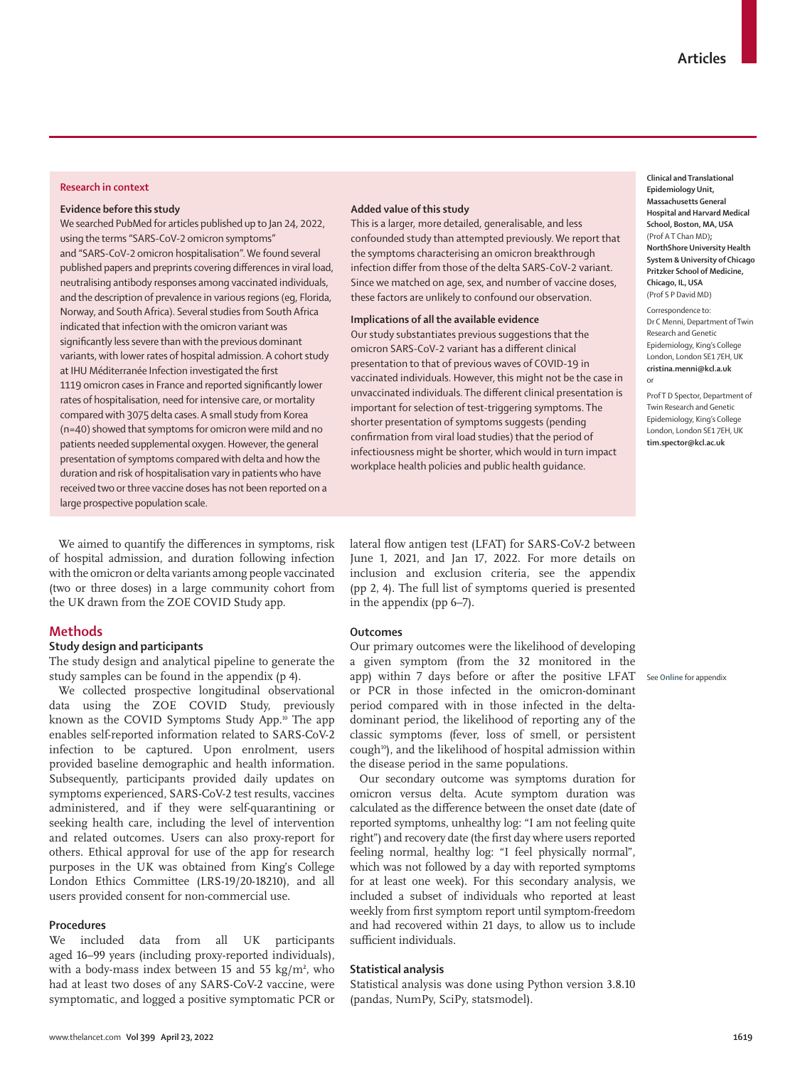**Research in context**

**Evidence before this study**

We searched PubMed for articles published up to Jan 24, 2022, using the terms "SARS-CoV-2 omicron symptoms" and "SARS-CoV-2 omicron hospitalisation". We found several published papers and preprints covering differences in viral load, neutralising antibody responses among vaccinated individuals, and the description of prevalence in various regions (eg, Florida, Norway, and South Africa). Several studies from South Africa indicated that infection with the omicron variant was significantly less severe than with the previous dominant variants, with lower rates of hospital admission. A cohort study at IHU Méditerranée Infection investigated the first 1119 omicron cases in France and reported significantly lower rates of hospitalisation, need for intensive care, or mortality compared with 3075 delta cases. A small study from Korea (n=40) showed that symptoms for omicron were mild and no patients needed supplemental oxygen. However, the general presentation of symptoms compared with delta and how the duration and risk of hospitalisation vary in patients who have received two or three vaccine doses has not been reported on a large prospective population scale.

**Added value of this study**

This is a larger, more detailed, generalisable, and less confounded study than attempted previously. We report that the symptoms characterising an omicron breakthrough infection differ from those of the delta SARS-CoV-2 variant. Since we matched on age, sex, and number of vaccine doses, these factors are unlikely to confound our observation.

**Implications of all the available evidence**

Our study substantiates previous suggestions that the omicron SARS-CoV-2 variant has a different clinical presentation to that of previous waves of COVID-19 in vaccinated individuals. However, this might not be the case in unvaccinated individuals. The different clinical presentation is important for selection of test-triggering symptoms. The shorter presentation of symptoms suggests (pending confirmation from viral load studies) that the period of infectiousness might be shorter, which would in turn impact workplace health policies and public health guidance.

**Clinical and Translational Epidemiology Unit, Massachusetts General Hospital and Harvard Medical School, Boston, MA, USA** (Prof A T Chan MD); **NorthShore University Health System & University of Chicago Pritzker School of Medicine, Chicago, IL, USA** (Prof S P David MD)

Correspondence to: Dr C Menni, Department of Twin Research and Genetic Epidemiology, King's College London, London SE1 7EH, UK **cristina.menni@kcl.a.uk** or

Prof T D Spector, Department of Twin Research and Genetic Epidemiology, King's College London, London SE1 7EH, UK **tim.spector@kcl.ac.uk**

We aimed to quantify the differences in symptoms, risk of hospital admission, and duration following infection with the omicron or delta variants among people vaccinated (two or three doses) in a large community cohort from the UK drawn from the ZOE COVID Study app.

## Methods

### Study design and participants

The study design and analytical pipeline to generate the study samples can be found in the appendix (p 4).

We collected prospective longitudinal observational data using the ZOE COVID Study, previously known as the COVID Symptoms Study App.[10] The app enables self-reported information related to SARS-CoV-2 infection to be captured. Upon enrolment, users provided baseline demographic and health information. Subsequently, participants provided daily updates on symptoms experienced, SARS-CoV-2 test results, vaccines administered, and if they were self-quarantining or seeking health care, including the level of intervention and related outcomes. Users can also proxy-report for others. Ethical approval for use of the app for research purposes in the UK was obtained from King's College London Ethics Committee (LRS-19/20-18210), and all users provided consent for non-commercial use.

### Procedures

We included data from all UK participants aged 16–99 years (including proxy-reported individuals), with a body-mass index between 15 and 55 kg/m², who had at least two doses of any SARS-CoV-2 vaccine, were symptomatic, and logged a positive symptomatic PCR or lateral flow antigen test (LFAT) for SARS-CoV-2 between June 1, 2021, and Jan 17, 2022. For more details on inclusion and exclusion criteria, see the appendix (pp 2, 4). The full list of symptoms queried is presented in the appendix (pp 6–7).

### Outcomes

See **Online** for appendix

Our primary outcomes were the likelihood of developing a given symptom (from the 32 monitored in the app) within 7 days before or after the positive LFAT or PCR in those infected in the omicron-dominant period compared with in those infected in the delta-dominant period, the likelihood of reporting any of the classic symptoms (fever, loss of smell, or persistent cough[10]), and the likelihood of hospital admission within the disease period in the same populations.

Our secondary outcome was symptoms duration for omicron versus delta. Acute symptom duration was calculated as the difference between the onset date (date of reported symptoms, unhealthy log: "I am not feeling quite right") and recovery date (the first day where users reported feeling normal, healthy log: "I feel physically normal", which was not followed by a day with reported symptoms for at least one week). For this secondary analysis, we included a subset of individuals who reported at least weekly from first symptom report until symptom-freedom and had recovered within 21 days, to allow us to include sufficient individuals.

### Statistical analysis

Statistical analysis was done using Python version 3.8.10 (pandas, NumPy, SciPy, statsmodel).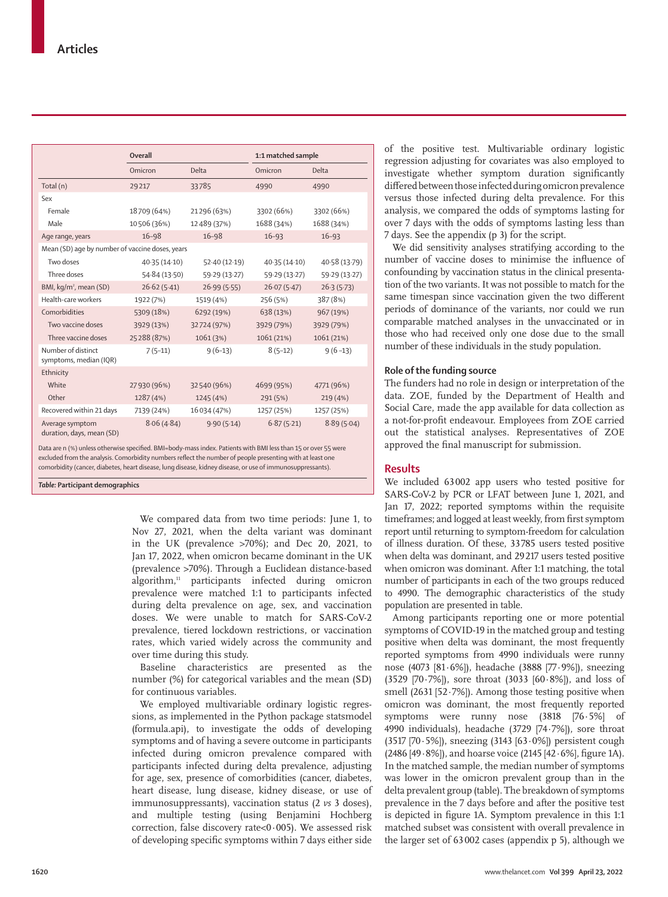| | Overall | | 1:1 matched sample | |
|---|---|---|---|---|
| | Omicron | Delta | Omicron | Delta |
| Total (n) | 29 217 | 33 785 | 4990 | 4990 |
| Sex | | | | |
| Female | 18 709 (64%) | 21 296 (63%) | 3302 (66%) | 3302 (66%) |
| Male | 10 506 (36%) | 12 489 (37%) | 1688 (34%) | 1688 (34%) |
| Age range, years | 16–98 | 16–98 | 16–93 | 16–93 |
| Mean (SD) age by number of vaccine doses, years | | | | |
| Two doses | 40·35 (14·10) | 52·40 (12·19) | 40·35 (14·10) | 40·58 (13·79) |
| Three doses | 54·84 (13·50) | 59·29 (13·27) | 59·29 (13·27) | 59·29 (13·27) |
| BMI, kg/m², mean (SD) | 26·62 (5·41) | 26·99 (5·55) | 26·07 (5·47) | 26·3 (5·73) |
| Health-care workers | 1922 (7%) | 1519 (4%) | 256 (5%) | 387 (8%) |
| Comorbidities | 5309 (18%) | 6292 (19%) | 638 (13%) | 967 (19%) |
| Two vaccine doses | 3929 (13%) | 32 724 (97%) | 3929 (79%) | 3929 (79%) |
| Three vaccine doses | 25 288 (87%) | 1061 (3%) | 1061 (21%) | 1061 (21%) |
| Number of distinct symptoms, median (IQR) | 7 (5–11) | 9 (6–13) | 8 (5–12) | 9 (6 –13) |
| Ethnicity | | | | |
| White | 27 930 (96%) | 32 540 (96%) | 4699 (95%) | 4771 (96%) |
| Other | 1287 (4%) | 1245 (4%) | 291 (5%) | 219 (4%) |
| Recovered within 21 days | 7139 (24%) | 16 034 (47%) | 1257 (25%) | 1257 (25%) |
| Average symptom duration, days, mean (SD) | 8·06 (4·84) | 9·90 (5·14) | 6·87 (5·21) | 8·89 (5·04) |

Data are n (%) unless otherwise specified. BMI=body-mass index. Patients with BMI less than 15 or over 55 were excluded from the analysis. Comorbidity numbers reflect the number of people presenting with at least one comorbidity (cancer, diabetes, heart disease, lung disease, kidney disease, or use of immunosuppressants).

*Table:* **Participant demographics**

We compared data from two time periods: June 1, to Nov 27, 2021, when the delta variant was dominant in the UK (prevalence >70%); and Dec 20, 2021, to Jan 17, 2022, when omicron became dominant in the UK (prevalence >70%). Through a Euclidean distance-based algorithm,[11] participants infected during omicron prevalence were matched 1:1 to participants infected during delta prevalence on age, sex, and vaccination doses. We were unable to match for SARS-CoV-2 prevalence, tiered lockdown restrictions, or vaccination rates, which varied widely across the community and over time during this study.

Baseline characteristics are presented as the number (%) for categorical variables and the mean (SD) for continuous variables.

We employed multivariable ordinary logistic regressions, as implemented in the Python package statsmodel (formula.api), to investigate the odds of developing symptoms and of having a severe outcome in participants infected during omicron prevalence compared with participants infected during delta prevalence, adjusting for age, sex, presence of comorbidities (cancer, diabetes, heart disease, lung disease, kidney disease, or use of immunosuppressants), vaccination status (2 *vs* 3 doses), and multiple testing (using Benjamini Hochberg correction, false discovery rate<0·005). We assessed risk of developing specific symptoms within 7 days either side of the positive test. Multivariable ordinary logistic regression adjusting for covariates was also employed to investigate whether symptom duration significantly differed between those infected during omicron prevalence versus those infected during delta prevalence. For this analysis, we compared the odds of symptoms lasting for over 7 days with the odds of symptoms lasting less than 7 days. See the appendix (p 3) for the script.

We did sensitivity analyses stratifying according to the number of vaccine doses to minimise the influence of confounding by vaccination status in the clinical presentation of the two variants. It was not possible to match for the same timespan since vaccination given the two different periods of dominance of the variants, nor could we run comparable matched analyses in the unvaccinated or in those who had received only one dose due to the small number of these individuals in the study population.

### Role of the funding source

The funders had no role in design or interpretation of the data. ZOE, funded by the Department of Health and Social Care, made the app available for data collection as a not-for-profit endeavour. Employees from ZOE carried out the statistical analyses. Representatives of ZOE approved the final manuscript for submission.

## Results

We included 63 002 app users who tested positive for SARS-CoV-2 by PCR or LFAT between June 1, 2021, and Jan 17, 2022; reported symptoms within the requisite timeframes; and logged at least weekly, from first symptom report until returning to symptom-freedom for calculation of illness duration. Of these, 33 785 users tested positive when delta was dominant, and 29 217 users tested positive when omicron was dominant. After 1:1 matching, the total number of participants in each of the two groups reduced to 4990. The demographic characteristics of the study population are presented in table.

Among participants reporting one or more potential symptoms of COVID-19 in the matched group and testing positive when delta was dominant, the most frequently reported symptoms from 4990 individuals were runny nose (4073 [81·6%]), headache (3888 [77·9%]), sneezing (3529 [70·7%]), sore throat (3033 [60·8%]), and loss of smell (2631 [52·7%]). Among those testing positive when omicron was dominant, the most frequently reported symptoms were runny nose (3818 [76·5%] of 4990 individuals), headache (3729 [74·7%]), sore throat (3517 [70·5%]), sneezing (3143 [63·0%]) persistent cough (2486 [49·8%]), and hoarse voice (2145 [42·6%], figure 1A). In the matched sample, the median number of symptoms was lower in the omicron prevalent group than in the delta prevalent group (table). The breakdown of symptoms prevalence in the 7 days before and after the positive test is depicted in figure 1A. Symptom prevalence in this 1:1 matched subset was consistent with overall prevalence in the larger set of 63 002 cases (appendix p 5), although we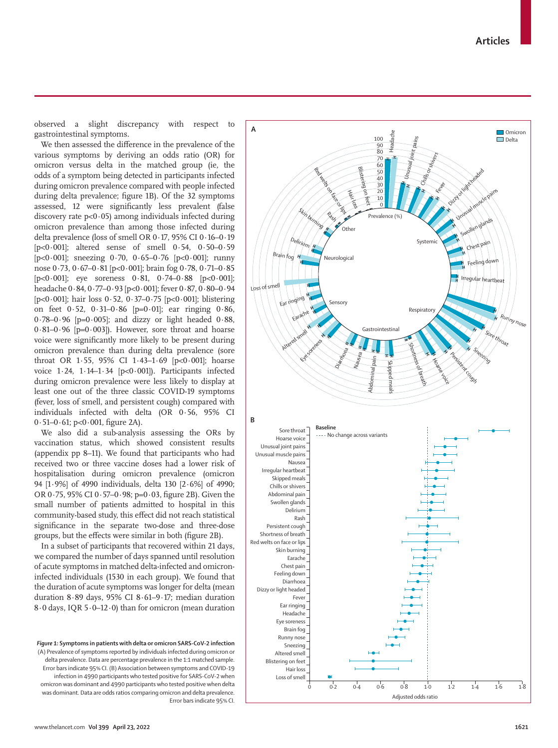observed a slight discrepancy with respect to gastrointestinal symptoms.

We then assessed the difference in the prevalence of the various symptoms by deriving an odds ratio (OR) for omicron versus delta in the matched group (ie, the odds of a symptom being detected in participants infected during omicron prevalence compared with people infected during delta prevalence; figure 1B). Of the 32 symptoms assessed, 12 were significantly less prevalent (false discovery rate p<0·05) among individuals infected during omicron prevalence than among those infected during delta prevalence (loss of smell OR 0·17, 95% CI 0·16–0·19 [p<0·001]; altered sense of smell 0·54, 0·50–0·59 [p<0·001]; sneezing 0·70, 0·65–0·76 [p<0·001]; runny nose 0·73, 0·67–0·81 [p<0·001]; brain fog 0·78, 0·71–0·85 [p<0·001]; eye soreness 0·81, 0·74–0·88 [p<0·001]; headache 0·84, 0·77–0·93 [p<0·001]; fever 0·87, 0·80–0·94 [p<0·001]; hair loss 0·52, 0·37–0·75 [p<0·001]; blistering on feet 0·52, 0·31–0·86 [p=0·01]; ear ringing 0·86, 0·78–0·96 [p=0·005]; and dizzy or light headed 0·88, 0·81–0·96 [p=0·003]). However, sore throat and hoarse voice were significantly more likely to be present during omicron prevalence than during delta prevalence (sore throat OR 1·55, 95% CI 1·43–1·69 [p<0·001]; hoarse voice 1·24, 1·14–1·34 [p<0·001]). Participants infected during omicron prevalence were less likely to display at least one out of the three classic COVID-19 symptoms (fever, loss of smell, and persistent cough) compared with individuals infected with delta (OR 0·56, 95% CI 0·51–0·61; p<0·001, figure 2A).

We also did a sub-analysis assessing the ORs by vaccination status, which showed consistent results (appendix pp 8–11). We found that participants who had received two or three vaccine doses had a lower risk of hospitalisation during omicron prevalence (omicron 94 [1·9%] of 4990 individuals, delta 130 [2·6%] of 4990; OR 0·75, 95% CI 0·57–0·98; p=0·03, figure 2B). Given the small number of patients admitted to hospital in this community-based study, this effect did not reach statistical significance in the separate two-dose and three-dose groups, but the effects were similar in both (figure 2B).

In a subset of participants that recovered within 21 days, we compared the number of days spanned until resolution of acute symptoms in matched delta-infected and omicron-infected individuals (1530 in each group). We found that the duration of acute symptoms was longer for delta (mean duration 8·89 days, 95% CI 8·61–9·17; median duration 8·0 days, IQR 5·0–12·0) than for omicron (mean duration

**Figure 1: Symptoms in patients with delta or omicron SARS-CoV-2 infection**
(A) Prevalence of symptoms reported by individuals infected during omicron or delta prevalence. Data are percentage prevalence in the 1:1 matched sample. Error bars indicate 95% CI. (B) Association between symptoms and COVID-19 infection in 4990 participants who tested positive for SARS-CoV-2 when omicron was dominant and 4990 participants who tested positive when delta was dominant. Data are odds ratios comparing omicron and delta prevalence. Error bars indicate 95% CI.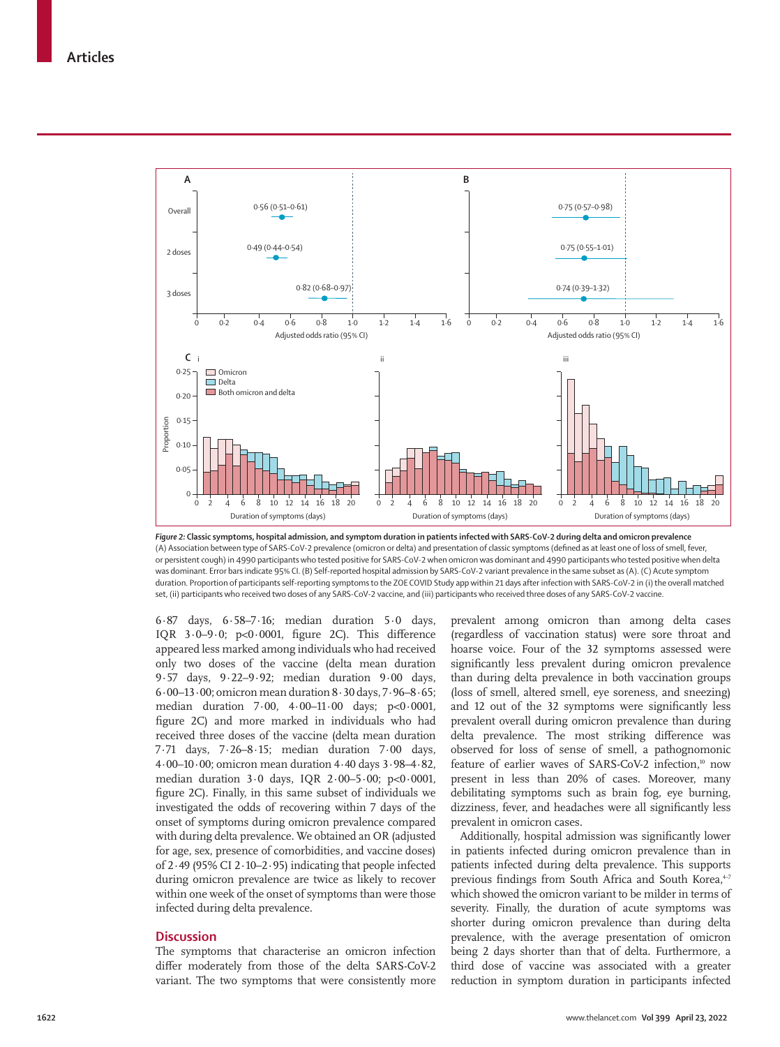*Figure 2:* **Classic symptoms, hospital admission, and symptom duration in patients infected with SARS-CoV-2 during delta and omicron prevalence**
(A) Association between type of SARS-CoV-2 prevalence (omicron or delta) and presentation of classic symptoms (defined as at least one of loss of smell, fever, or persistent cough) in 4990 participants who tested positive for SARS-CoV-2 when omicron was dominant and 4990 participants who tested positive when delta was dominant. Error bars indicate 95% CI. (B) Self-reported hospital admission by SARS-CoV-2 variant prevalence in the same subset as (A). (C) Acute symptom duration. Proportion of participants self-reporting symptoms to the ZOE COVID Study app within 21 days after infection with SARS-CoV-2 in (i) the overall matched set, (ii) participants who received two doses of any SARS-CoV-2 vaccine, and (iii) participants who received three doses of any SARS-CoV-2 vaccine.

6·87 days, 6·58–7·16; median duration 5·0 days, IQR 3·0–9·0; p<0·0001, figure 2C). This difference appeared less marked among individuals who had received only two doses of the vaccine (delta mean duration 9·57 days, 9·22–9·92; median duration 9·00 days, 6·00–13·00; omicron mean duration 8·30 days, 7·96–8·65; median duration 7·00, 4·00–11·00 days; p<0·0001, figure 2C) and more marked in individuals who had received three doses of the vaccine (delta mean duration 7·71 days, 7·26–8·15; median duration 7·00 days, 4·00–10·00; omicron mean duration 4·40 days 3·98–4·82, median duration 3·0 days, IQR 2·00–5·00; p<0·0001, figure 2C). Finally, in this same subset of individuals we investigated the odds of recovering within 7 days of the onset of symptoms during omicron prevalence compared with during delta prevalence. We obtained an OR (adjusted for age, sex, presence of comorbidities, and vaccine doses) of 2·49 (95% CI 2·10–2·95) indicating that people infected during omicron prevalence are twice as likely to recover within one week of the onset of symptoms than were those infected during delta prevalence.

## Discussion

The symptoms that characterise an omicron infection differ moderately from those of the delta SARS-CoV-2 variant. The two symptoms that were consistently more prevalent among omicron than among delta cases (regardless of vaccination status) were sore throat and hoarse voice. Four of the 32 symptoms assessed were significantly less prevalent during omicron prevalence than during delta prevalence in both vaccination groups (loss of smell, altered smell, eye soreness, and sneezing) and 12 out of the 32 symptoms were significantly less prevalent overall during omicron prevalence than during delta prevalence. The most striking difference was observed for loss of sense of smell, a pathognomonic feature of earlier waves of SARS-CoV-2 infection,[10] now present in less than 20% of cases. Moreover, many debilitating symptoms such as brain fog, eye burning, dizziness, fever, and headaches were all significantly less prevalent in omicron cases.

Additionally, hospital admission was significantly lower in patients infected during omicron prevalence than in patients infected during delta prevalence. This supports previous findings from South Africa and South Korea,[4–7] which showed the omicron variant to be milder in terms of severity. Finally, the duration of acute symptoms was shorter during omicron prevalence than during delta prevalence, with the average presentation of omicron being 2 days shorter than that of delta. Furthermore, a third dose of vaccine was associated with a greater reduction in symptom duration in participants infected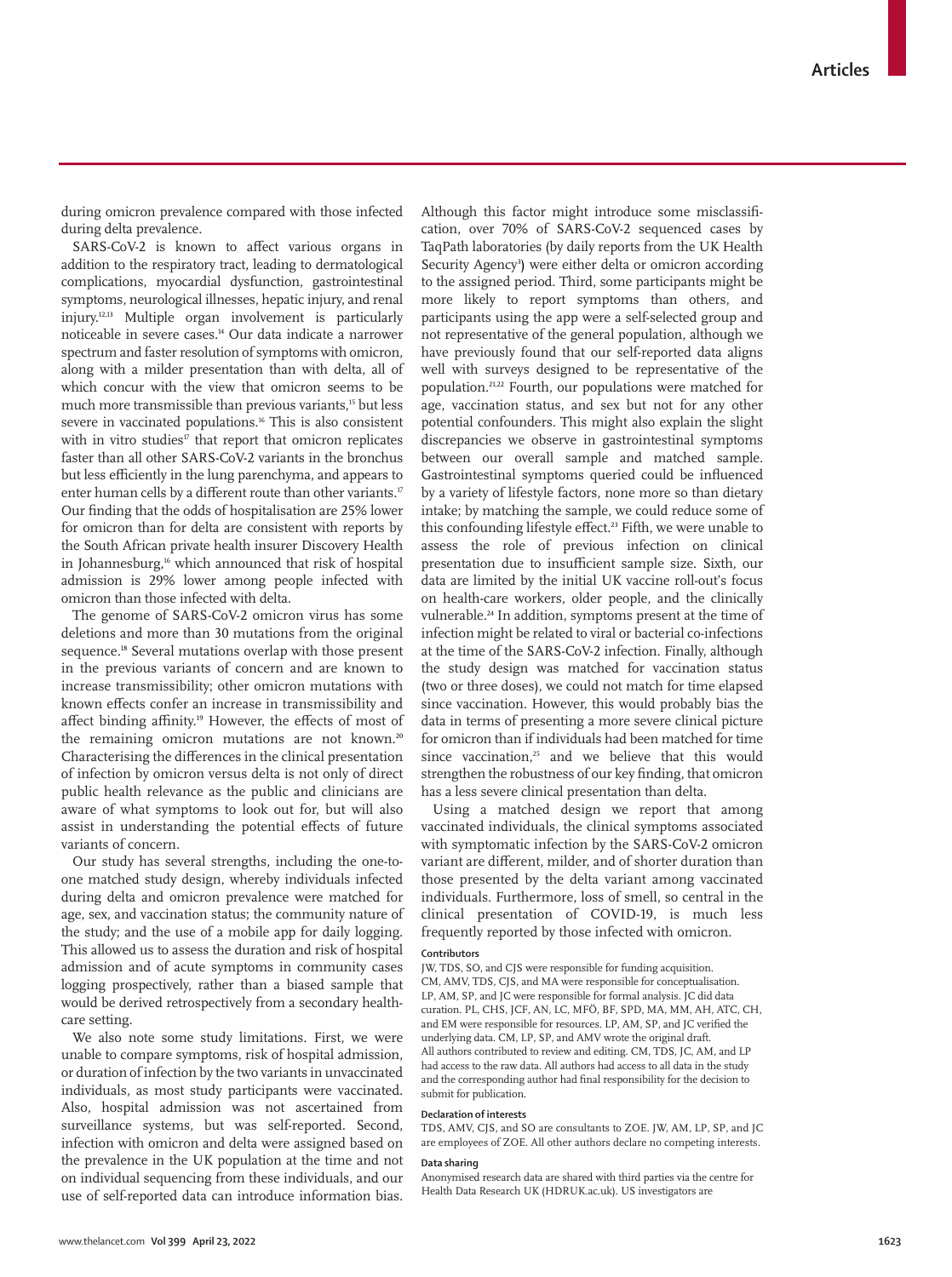during omicron prevalence compared with those infected during delta prevalence.

SARS-CoV-2 is known to affect various organs in addition to the respiratory tract, leading to dermatological complications, myocardial dysfunction, gastrointestinal symptoms, neurological illnesses, hepatic injury, and renal injury.[12,13] Multiple organ involvement is particularly noticeable in severe cases.[14] Our data indicate a narrower spectrum and faster resolution of symptoms with omicron, along with a milder presentation than with delta, all of which concur with the view that omicron seems to be much more transmissible than previous variants,[15] but less severe in vaccinated populations.[16] This is also consistent with in vitro studies[17] that report that omicron replicates faster than all other SARS-CoV-2 variants in the bronchus but less efficiently in the lung parenchyma, and appears to enter human cells by a different route than other variants.[17] Our finding that the odds of hospitalisation are 25% lower for omicron than for delta are consistent with reports by the South African private health insurer Discovery Health in Johannesburg,[16] which announced that risk of hospital admission is 29% lower among people infected with omicron than those infected with delta.

The genome of SARS-CoV-2 omicron virus has some deletions and more than 30 mutations from the original sequence.[18] Several mutations overlap with those present in the previous variants of concern and are known to increase transmissibility; other omicron mutations with known effects confer an increase in transmissibility and affect binding affinity.[19] However, the effects of most of the remaining omicron mutations are not known.[20] Characterising the differences in the clinical presentation of infection by omicron versus delta is not only of direct public health relevance as the public and clinicians are aware of what symptoms to look out for, but will also assist in understanding the potential effects of future variants of concern.

Our study has several strengths, including the one-to-one matched study design, whereby individuals infected during delta and omicron prevalence were matched for age, sex, and vaccination status; the community nature of the study; and the use of a mobile app for daily logging. This allowed us to assess the duration and risk of hospital admission and of acute symptoms in community cases logging prospectively, rather than a biased sample that would be derived retrospectively from a secondary health-care setting.

We also note some study limitations. First, we were unable to compare symptoms, risk of hospital admission, or duration of infection by the two variants in unvaccinated individuals, as most study participants were vaccinated. Also, hospital admission was not ascertained from surveillance systems, but was self-reported. Second, infection with omicron and delta were assigned based on the prevalence in the UK population at the time and not on individual sequencing from these individuals, and our use of self-reported data can introduce information bias. Although this factor might introduce some misclassification, over 70% of SARS-CoV-2 sequenced cases by TaqPath laboratories (by daily reports from the UK Health Security Agency[3]) were either delta or omicron according to the assigned period. Third, some participants might be more likely to report symptoms than others, and participants using the app were a self-selected group and not representative of the general population, although we have previously found that our self-reported data aligns well with surveys designed to be representative of the population.[21,22] Fourth, our populations were matched for age, vaccination status, and sex but not for any other potential confounders. This might also explain the slight discrepancies we observe in gastrointestinal symptoms between our overall sample and matched sample. Gastrointestinal symptoms queried could be influenced by a variety of lifestyle factors, none more so than dietary intake; by matching the sample, we could reduce some of this confounding lifestyle effect.[23] Fifth, we were unable to assess the role of previous infection on clinical presentation due to insufficient sample size. Sixth, our data are limited by the initial UK vaccine roll-out's focus on health-care workers, older people, and the clinically vulnerable.[24] In addition, symptoms present at the time of infection might be related to viral or bacterial co-infections at the time of the SARS-CoV-2 infection. Finally, although the study design was matched for vaccination status (two or three doses), we could not match for time elapsed since vaccination. However, this would probably bias the data in terms of presenting a more severe clinical picture for omicron than if individuals had been matched for time since vaccination,[25] and we believe that this would strengthen the robustness of our key finding, that omicron has a less severe clinical presentation than delta.

Using a matched design we report that among vaccinated individuals, the clinical symptoms associated with symptomatic infection by the SARS-CoV-2 omicron variant are different, milder, and of shorter duration than those presented by the delta variant among vaccinated individuals. Furthermore, loss of smell, so central in the clinical presentation of COVID-19, is much less frequently reported by those infected with omicron.

#### Contributors

JW, TDS, SO, and CJS were responsible for funding acquisition. CM, AMV, TDS, CJS, and MA were responsible for conceptualisation. LP, AM, SP, and JC were responsible for formal analysis. JC did data curation. PL, CHS, JCF, AN, LC, MFÖ, BF, SPD, MA, MM, AH, ATC, CH, and EM were responsible for resources. LP, AM, SP, and JC verified the underlying data. CM, LP, SP, and AMV wrote the original draft. All authors contributed to review and editing. CM, TDS, JC, AM, and LP had access to the raw data. All authors had access to all data in the study and the corresponding author had final responsibility for the decision to submit for publication.

#### Declaration of interests

TDS, AMV, CJS, and SO are consultants to ZOE. JW, AM, LP, SP, and JC are employees of ZOE. All other authors declare no competing interests.

#### Data sharing

Anonymised research data are shared with third parties via the centre for Health Data Research UK (HDRUK.ac.uk). US investigators are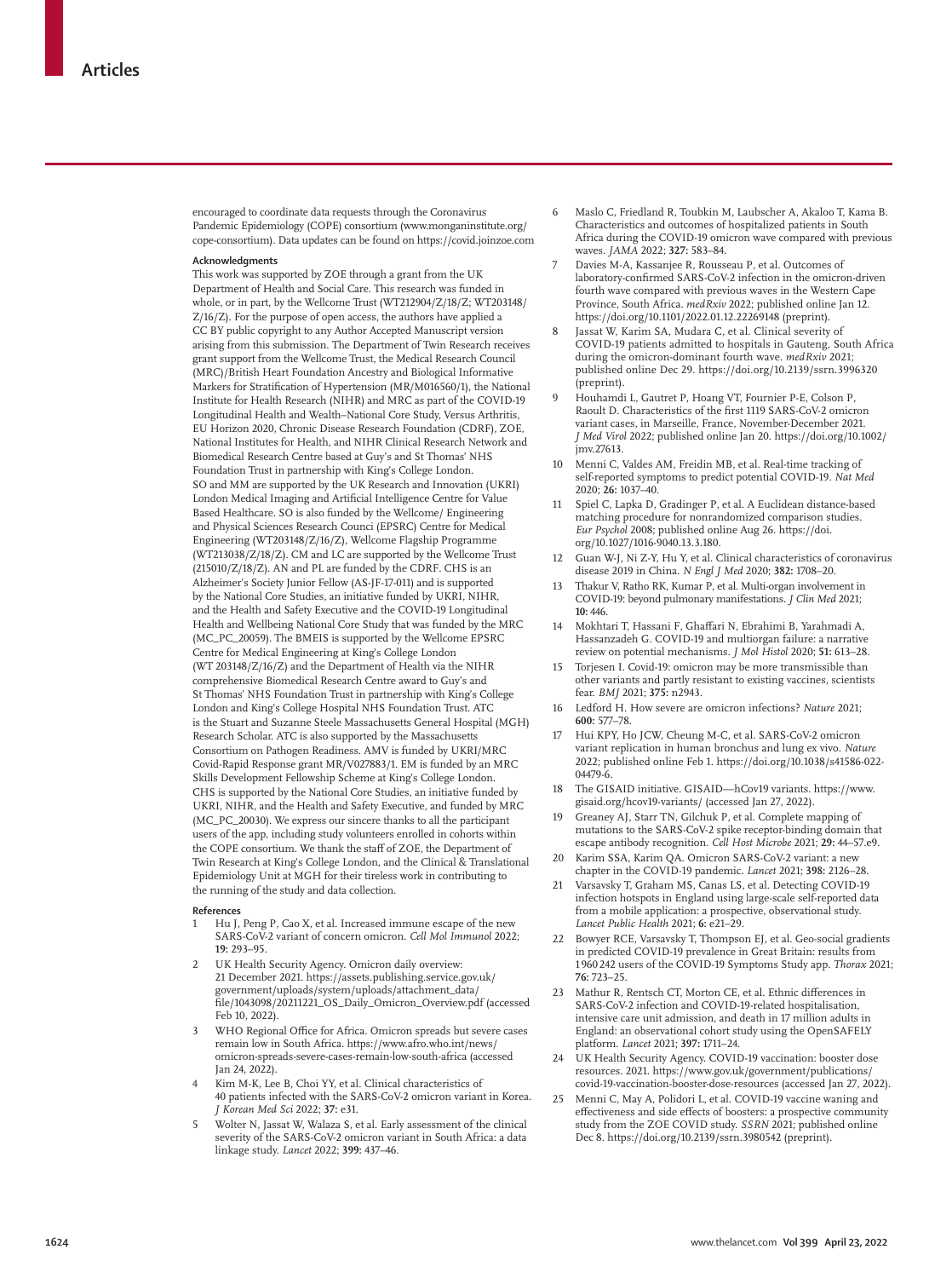encouraged to coordinate data requests through the Coronavirus Pandemic Epidemiology (COPE) consortium (www.monganinstitute.org/cope-consortium). Data updates can be found on https://covid.joinzoe.com

#### Acknowledgments

This work was supported by ZOE through a grant from the UK Department of Health and Social Care. This research was funded in whole, or in part, by the Wellcome Trust (WT212904/Z/18/Z; WT203148/Z/16/Z). For the purpose of open access, the authors have applied a CC BY public copyright to any Author Accepted Manuscript version arising from this submission. The Department of Twin Research receives grant support from the Wellcome Trust, the Medical Research Council (MRC)/British Heart Foundation Ancestry and Biological Informative Markers for Stratification of Hypertension (MR/M016560/1), the National Institute for Health Research (NIHR) and MRC as part of the COVID-19 Longitudinal Health and Wealth–National Core Study, Versus Arthritis, EU Horizon 2020, Chronic Disease Research Foundation (CDRF), ZOE, National Institutes for Health, and NIHR Clinical Research Network and Biomedical Research Centre based at Guy's and St Thomas' NHS Foundation Trust in partnership with King's College London. SO and MM are supported by the UK Research and Innovation (UKRI) London Medical Imaging and Artificial Intelligence Centre for Value Based Healthcare. SO is also funded by the Wellcome/ Engineering and Physical Sciences Research Council (EPSRC) Centre for Medical Engineering (WT203148/Z/16/Z), Wellcome Flagship Programme (WT213038/Z/18/Z). CM and LC are supported by the Wellcome Trust (215010/Z/18/Z). AN and PL are funded by the CDRF. CHS is an Alzheimer's Society Junior Fellow (AS-JF-17-011) and is supported by the National Core Studies, an initiative funded by UKRI, NIHR, and the Health and Safety Executive and the COVID-19 Longitudinal Health and Wellbeing National Core Study that was funded by the MRC (MC_PC_20059). The BMEIS is supported by the Wellcome EPSRC Centre for Medical Engineering at King's College London (WT 203148/Z/16/Z) and the Department of Health via the NIHR comprehensive Biomedical Research Centre award to Guy's and St Thomas' NHS Foundation Trust in partnership with King's College London and King's College Hospital NHS Foundation Trust. ATC is the Stuart and Suzanne Steele Massachusetts General Hospital (MGH) Research Scholar. ATC is also supported by the Massachusetts Consortium on Pathogen Readiness. AMV is funded by UKRI/MRC Covid-Rapid Response grant MR/V027883/1. EM is funded by an MRC Skills Development Fellowship Scheme at King's College London. CHS is supported by the National Core Studies, an initiative funded by UKRI, NIHR, and the Health and Safety Executive, and funded by MRC (MC_PC_20030). We express our sincere thanks to all the participant users of the app, including study volunteers enrolled in cohorts within the COPE consortium. We thank the staff of ZOE, the Department of Twin Research at King's College London, and the Clinical & Translational Epidemiology Unit at MGH for their tireless work in contributing to the running of the study and data collection.

#### References

1. Hu J, Peng P, Cao X, et al. Increased immune escape of the new SARS-CoV-2 variant of concern omicron. *Cell Mol Immunol* 2022; **19:** 293–95.
2. UK Health Security Agency. Omicron daily overview: 21 December 2021. https://assets.publishing.service.gov.uk/government/uploads/system/uploads/attachment_data/file/1043098/20211221_OS_Daily_Omicron_Overview.pdf (accessed Feb 10, 2022).
3. WHO Regional Office for Africa. Omicron spreads but severe cases remain low in South Africa. https://www.afro.who.int/news/omicron-spreads-severe-cases-remain-low-south-africa (accessed Jan 24, 2022).
4. Kim M-K, Lee B, Choi YY, et al. Clinical characteristics of 40 patients infected with the SARS-CoV-2 omicron variant in Korea. *J Korean Med Sci* 2022; **37:** e31.
5. Wolter N, Jassat W, Walaza S, et al. Early assessment of the clinical severity of the SARS-CoV-2 omicron variant in South Africa: a data linkage study. *Lancet* 2022; **399:** 437–46.
6. Maslo C, Friedland R, Toubkin M, Laubscher A, Akaloo T, Kama B. Characteristics and outcomes of hospitalized patients in South Africa during the COVID-19 omicron wave compared with previous waves. *JAMA* 2022; **327:** 583–84.
7. Davies M-A, Kassanjee R, Rousseau P, et al. Outcomes of laboratory-confirmed SARS-CoV-2 infection in the omicron-driven fourth wave compared with previous waves in the Western Cape Province, South Africa. *medRxiv* 2022; published online Jan 12. https://doi.org/10.1101/2022.01.12.22269148 (preprint).
8. Jassat W, Karim SA, Mudara C, et al. Clinical severity of COVID-19 patients admitted to hospitals in Gauteng, South Africa during the omicron-dominant fourth wave. *medRxiv* 2021; published online Dec 29. https://doi.org/10.2139/ssrn.3996320 (preprint).
9. Houhamdi L, Gautret P, Hoang VT, Fournier P-E, Colson P, Raoult D. Characteristics of the first 1119 SARS-CoV-2 omicron variant cases, in Marseille, France, November-December 2021. *J Med Virol* 2022; published online Jan 20. https://doi.org/10.1002/jmv.27613.
10. Menni C, Valdes AM, Freidin MB, et al. Real-time tracking of self-reported symptoms to predict potential COVID-19. *Nat Med* 2020; **26:** 1037–40.
11. Spiel C, Lapka D, Gradinger P, et al. A Euclidean distance-based matching procedure for nonrandomized comparison studies. *Eur Psychol* 2008; published online Aug 26. https://doi.org/10.1027/1016-9040.13.3.180.
12. Guan W-J, Ni Z-Y, Hu Y, et al. Clinical characteristics of coronavirus disease 2019 in China. *N Engl J Med* 2020; **382:** 1708–20.
13. Thakur V, Ratho RK, Kumar P, et al. Multi-organ involvement in COVID-19: beyond pulmonary manifestations. *J Clin Med* 2021; **10:** 446.
14. Mokhtari T, Hassani F, Ghaffari N, Ebrahimi B, Yarahmadi A, Hassanzadeh G. COVID-19 and multiorgan failure: a narrative review on potential mechanisms. *J Mol Histol* 2020; **51:** 613–28.
15. Torjesen I. Covid-19: omicron may be more transmissible than other variants and partly resistant to existing vaccines, scientists fear. *BMJ* 2021; **375:** n2943.
16. Ledford H. How severe are omicron infections? *Nature* 2021; **600:** 577–78.
17. Hui KPY, Ho JCW, Cheung M-C, et al. SARS-CoV-2 omicron variant replication in human bronchus and lung ex vivo. *Nature* 2022; published online Feb 1. https://doi.org/10.1038/s41586-022-04479-6.
18. The GISAID initiative. GISAID—hCov19 variants. https://www.gisaid.org/hcov19-variants/ (accessed Jan 27, 2022).
19. Greaney AJ, Starr TN, Gilchuk P, et al. Complete mapping of mutations to the SARS-CoV-2 spike receptor-binding domain that escape antibody recognition. *Cell Host Microbe* 2021; **29:** 44–57.e9.
20. Karim SSA, Karim QA. Omicron SARS-CoV-2 variant: a new chapter in the COVID-19 pandemic. *Lancet* 2021; **398:** 2126–28.
21. Varsavsky T, Graham MS, Canas LS, et al. Detecting COVID-19 infection hotspots in England using large-scale self-reported data from a mobile application: a prospective, observational study. *Lancet Public Health* 2021; **6:** e21–29.
22. Bowyer RCE, Varsavsky T, Thompson EJ, et al. Geo-social gradients in predicted COVID-19 prevalence in Great Britain: results from 1960 242 users of the COVID-19 Symptoms Study app. *Thorax* 2021; **76:** 723–25.
23. Mathur R, Rentsch CT, Morton CE, et al. Ethnic differences in SARS-CoV-2 infection and COVID-19-related hospitalisation, intensive care unit admission, and death in 17 million adults in England: an observational cohort study using the OpenSAFELY platform. *Lancet* 2021; **397:** 1711–24.
24. UK Health Security Agency. COVID-19 vaccination: booster dose resources. 2021. https://www.gov.uk/government/publications/covid-19-vaccination-booster-dose-resources (accessed Jan 27, 2022).
25. Menni C, May A, Polidori L, et al. COVID-19 vaccine waning and effectiveness and side effects of boosters: a prospective community study from the ZOE COVID study. *SSRN* 2021; published online Dec 8. https://doi.org/10.2139/ssrn.3980542 (preprint).